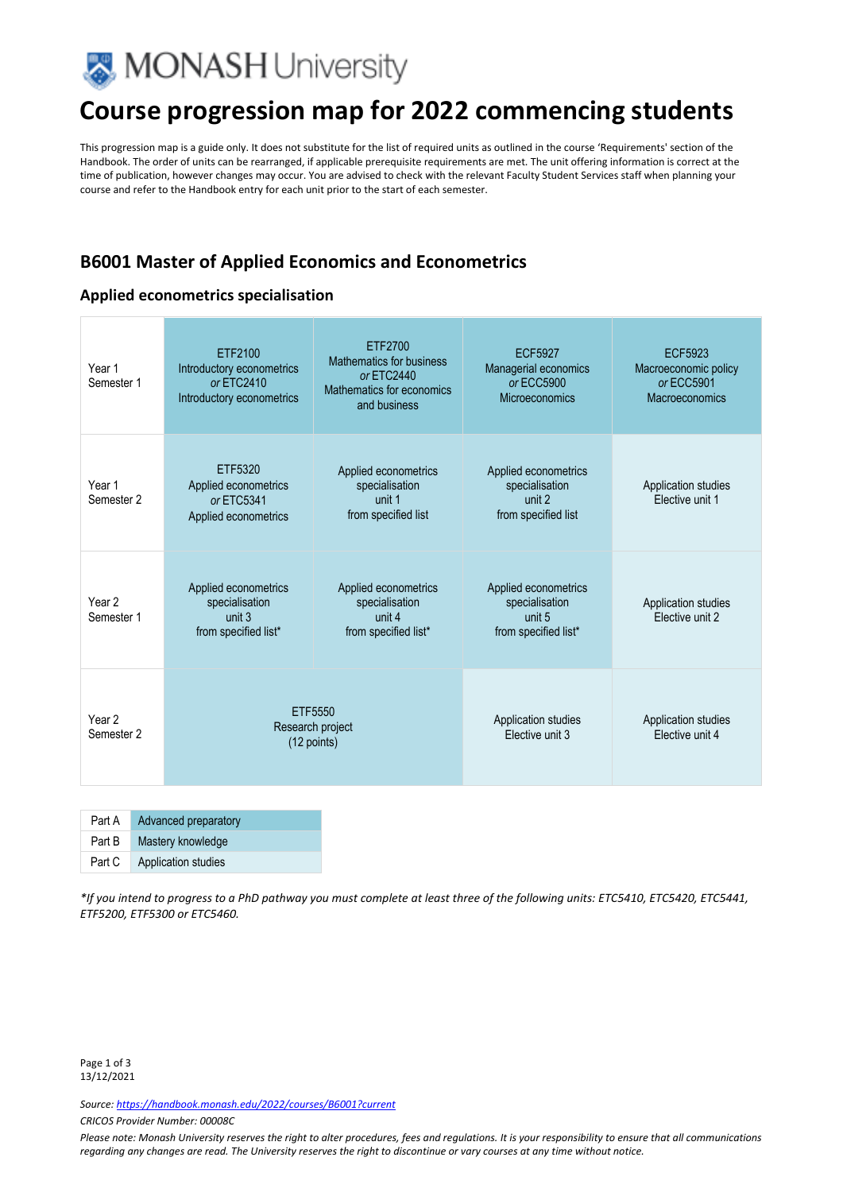# Course progression map for 2022 commencing students

This progression map is a guide only. It does not substitute for the list of required units as outlined in the course 'Requirements' section of the Handbook. The order of units can be rearranged, if applicable prerequisite requirements are met. The unit offering information is correct at the time of publication, however changes may occur. You are advised to check with the relevant Faculty Student Services staff when planning your course and refer to the Handbook entry for each unit prior to the start of each semester.

## B6001 Master of Applied Economics and Econometrics

### Applied econometrics specialisation

| | | | | |
|---|---|---|---|---|
| Year 1 Semester 1 | ETF2100 Introductory econometrics *or* ETC2410 Introductory econometrics | ETF2700 Mathematics for business *or* ETC2440 Mathematics for economics and business | ECF5927 Managerial economics *or* ECC5900 Microeconomics | ECF5923 Macroeconomic policy *or* ECC5901 Macroeconomics |
| Year 1 Semester 2 | ETF5320 Applied econometrics *or* ETC5341 Applied econometrics | Applied econometrics specialisation unit 1 from specified list | Applied econometrics specialisation unit 2 from specified list | Application studies Elective unit 1 |
| Year 2 Semester 1 | Applied econometrics specialisation unit 3 from specified list* | Applied econometrics specialisation unit 4 from specified list* | Applied econometrics specialisation unit 5 from specified list* | Application studies Elective unit 2 |
| Year 2 Semester 2 | ETF5550 Research project (12 points) | | Application studies Elective unit 3 | Application studies Elective unit 4 |

| | |
|---|---|
| Part A | Advanced preparatory |
| Part B | Mastery knowledge |
| Part C | Application studies |

*\*If you intend to progress to a PhD pathway you must complete at least three of the following units: ETC5410, ETC5420, ETC5441, ETF5200, ETF5300 or ETC5460.*

13/12/2021

*Source: https://handbook.monash.edu/2022/courses/B6001?current*

*CRICOS Provider Number: 00008C*

*Please note: Monash University reserves the right to alter procedures, fees and regulations. It is your responsibility to ensure that all communications regarding any changes are read. The University reserves the right to discontinue or vary courses at any time without notice.*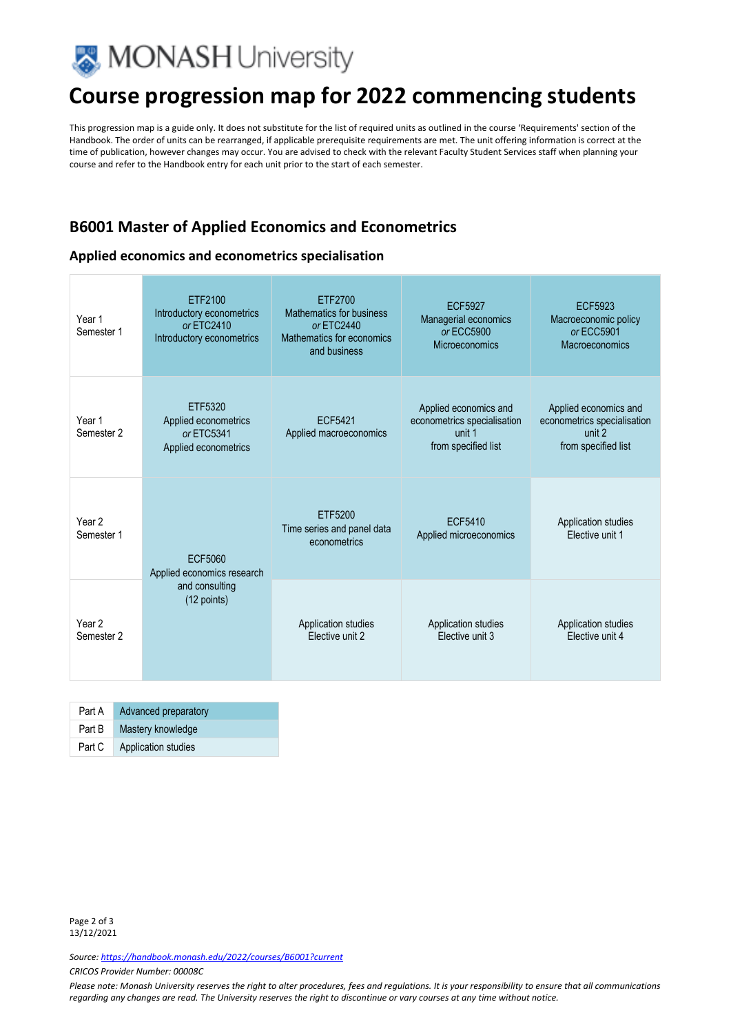# Course progression map for 2022 commencing students

This progression map is a guide only. It does not substitute for the list of required units as outlined in the course 'Requirements' section of the Handbook. The order of units can be rearranged, if applicable prerequisite requirements are met. The unit offering information is correct at the time of publication, however changes may occur. You are advised to check with the relevant Faculty Student Services staff when planning your course and refer to the Handbook entry for each unit prior to the start of each semester.

## B6001 Master of Applied Economics and Econometrics

### Applied economics and econometrics specialisation

| | | | | |
|---|---|---|---|---|
| Year 1 Semester 1 | ETF2100 Introductory econometrics *or* ETC2410 Introductory econometrics | ETF2700 Mathematics for business *or* ETC2440 Mathematics for economics and business | ECF5927 Managerial economics *or* ECC5900 Microeconomics | ECF5923 Macroeconomic policy *or* ECC5901 Macroeconomics |
| Year 1 Semester 2 | ETF5320 Applied econometrics *or* ETC5341 Applied econometrics | ECF5421 Applied macroeconomics | Applied economics and econometrics specialisation unit 1 from specified list | Applied economics and econometrics specialisation unit 2 from specified list |
| Year 2 Semester 1 | ECF5060 Applied economics research and consulting (12 points) | ETF5200 Time series and panel data econometrics | ECF5410 Applied microeconomics | Application studies Elective unit 1 |
| Year 2 Semester 2 | | Application studies Elective unit 2 | Application studies Elective unit 3 | Application studies Elective unit 4 |

| | |
|---|---|
| Part A | Advanced preparatory |
| Part B | Mastery knowledge |
| Part C | Application studies |

13/12/2021

*Source: https://handbook.monash.edu/2022/courses/B6001?current*

*CRICOS Provider Number: 00008C*

*Please note: Monash University reserves the right to alter procedures, fees and regulations. It is your responsibility to ensure that all communications regarding any changes are read. The University reserves the right to discontinue or vary courses at any time without notice.*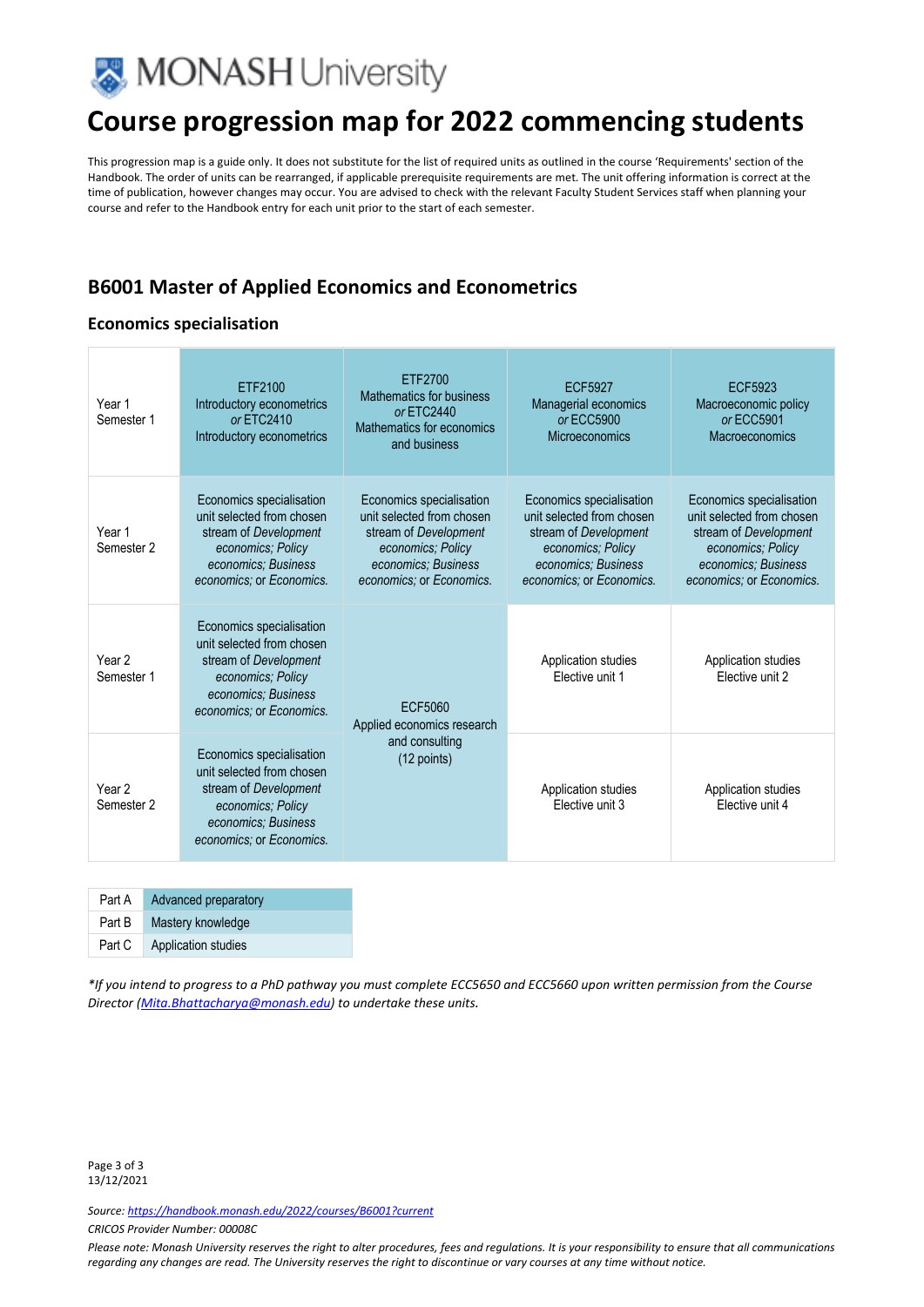# Course progression map for 2022 commencing students

This progression map is a guide only. It does not substitute for the list of required units as outlined in the course 'Requirements' section of the Handbook. The order of units can be rearranged, if applicable prerequisite requirements are met. The unit offering information is correct at the time of publication, however changes may occur. You are advised to check with the relevant Faculty Student Services staff when planning your course and refer to the Handbook entry for each unit prior to the start of each semester.

## B6001 Master of Applied Economics and Econometrics

### Economics specialisation

| | | | | |
|---|---|---|---|---|
| Year 1 Semester 1 | ETF2100 Introductory econometrics *or* ETC2410 Introductory econometrics | ETF2700 Mathematics for business *or* ETC2440 Mathematics for economics and business | ECF5927 Managerial economics *or* ECC5900 Microeconomics | ECF5923 Macroeconomic policy *or* ECC5901 Macroeconomics |
| Year 1 Semester 2 | Economics specialisation unit selected from chosen stream of *Development economics; Policy economics; Business economics;* or *Economics.* | Economics specialisation unit selected from chosen stream of *Development economics; Policy economics; Business economics;* or *Economics.* | Economics specialisation unit selected from chosen stream of *Development economics; Policy economics; Business economics;* or *Economics.* | Economics specialisation unit selected from chosen stream of *Development economics; Policy economics; Business economics;* or *Economics.* |
| Year 2 Semester 1 | Economics specialisation unit selected from chosen stream of *Development economics; Policy economics; Business economics;* or *Economics.* | ECF5060 Applied economics research and consulting (12 points) | Application studies Elective unit 1 | Application studies Elective unit 2 |
| Year 2 Semester 2 | Economics specialisation unit selected from chosen stream of *Development economics; Policy economics; Business economics;* or *Economics.* | | Application studies Elective unit 3 | Application studies Elective unit 4 |

| | |
|---|---|
| Part A | Advanced preparatory |
| Part B | Mastery knowledge |
| Part C | Application studies |

**If you intend to progress to a PhD pathway you must complete ECC5650 and ECC5660 upon written permission from the Course Director (Mita.Bhattacharya@monash.edu) to undertake these units.*

13/12/2021

*Source: https://handbook.monash.edu/2022/courses/B6001?current*

*CRICOS Provider Number: 00008C*

*Please note: Monash University reserves the right to alter procedures, fees and regulations. It is your responsibility to ensure that all communications regarding any changes are read. The University reserves the right to discontinue or vary courses at any time without notice.*